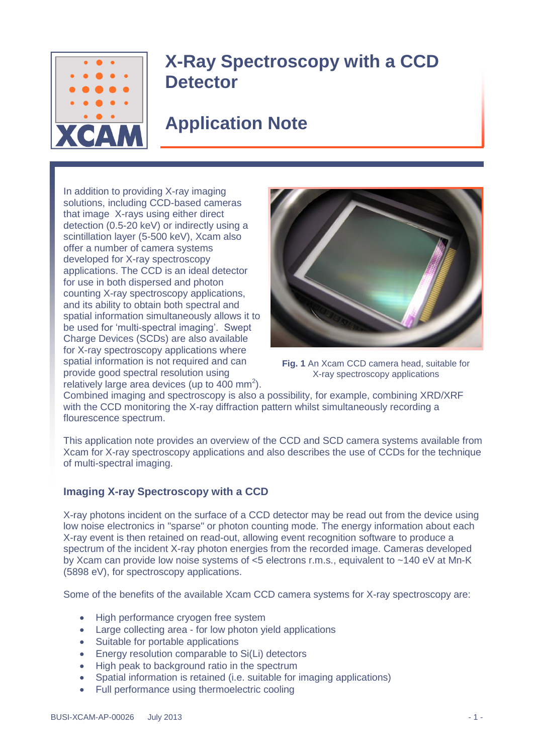# X-Ray Spectroscopy with a CCD Detector

## Application Note

In addition to providing X-ray imaging solutions, including CCD-based cameras that image X-rays using either direct detection (0.5-20 keV) or indirectly using a scintillation layer (5-500 keV), Xcam also offer a number of camera systems developed for X-ray spectroscopy applications. The CCD is an ideal detector for use in both dispersed and photon counting X-ray spectroscopy applications, and its ability to obtain both spectral and spatial information simultaneously allows it to be used for 'multi-spectral imaging'. Swept Charge Devices (SCDs) are also available for X-ray spectroscopy applications where spatial information is not required and can provide good spectral resolution using relatively large area devices (up to 400 mm$^2$). Combined imaging and spectroscopy is also a possibility, for example, combining XRD/XRF with the CCD monitoring the X-ray diffraction pattern whilst simultaneously recording a flourescence spectrum.

**Fig. 1** An Xcam CCD camera head, suitable for X-ray spectroscopy applications

This application note provides an overview of the CCD and SCD camera systems available from Xcam for X-ray spectroscopy applications and also describes the use of CCDs for the technique of multi-spectral imaging.

### Imaging X-ray Spectroscopy with a CCD

X-ray photons incident on the surface of a CCD detector may be read out from the device using low noise electronics in "sparse" or photon counting mode. The energy information about each X-ray event is then retained on read-out, allowing event recognition software to produce a spectrum of the incident X-ray photon energies from the recorded image. Cameras developed by Xcam can provide low noise systems of <5 electrons r.m.s., equivalent to ~140 eV at Mn-K (5898 eV), for spectroscopy applications.

Some of the benefits of the available Xcam CCD camera systems for X-ray spectroscopy are:

- High performance cryogen free system
- Large collecting area - for low photon yield applications
- Suitable for portable applications
- Energy resolution comparable to Si(Li) detectors
- High peak to background ratio in the spectrum
- Spatial information is retained (i.e. suitable for imaging applications)
- Full performance using thermoelectric cooling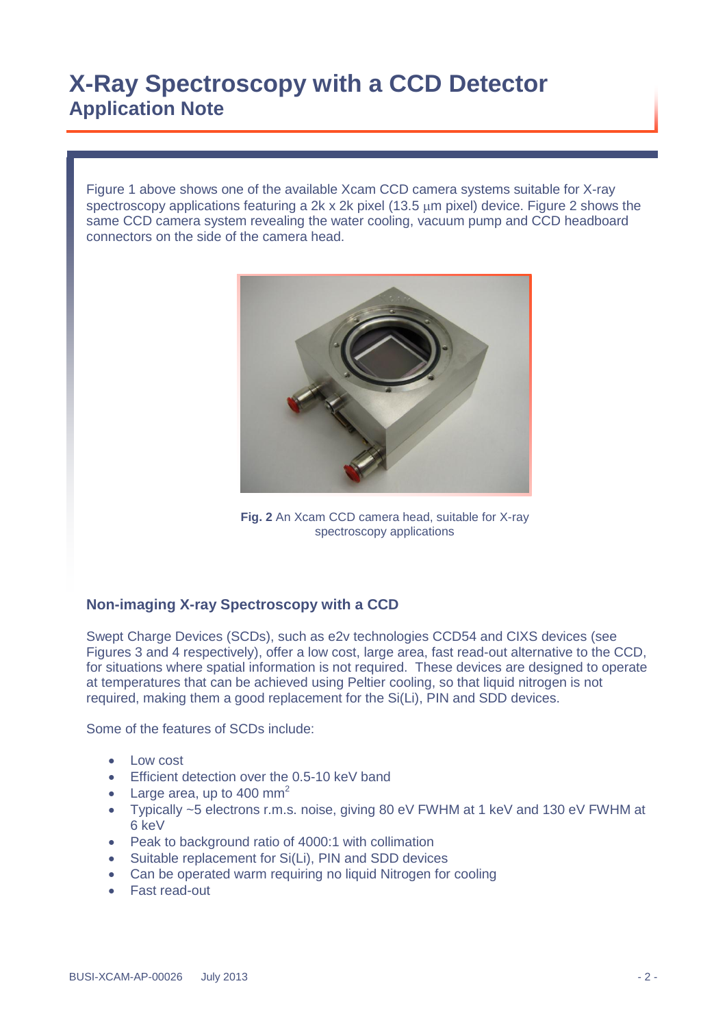# X-Ray Spectroscopy with a CCD Detector
## Application Note

Figure 1 above shows one of the available Xcam CCD camera systems suitable for X-ray spectroscopy applications featuring a 2k x 2k pixel (13.5 μm pixel) device. Figure 2 shows the same CCD camera system revealing the water cooling, vacuum pump and CCD headboard connectors on the side of the camera head.

**Fig. 2** An Xcam CCD camera head, suitable for X-ray spectroscopy applications

### Non-imaging X-ray Spectroscopy with a CCD

Swept Charge Devices (SCDs), such as e2v technologies CCD54 and CIXS devices (see Figures 3 and 4 respectively), offer a low cost, large area, fast read-out alternative to the CCD, for situations where spatial information is not required. These devices are designed to operate at temperatures that can be achieved using Peltier cooling, so that liquid nitrogen is not required, making them a good replacement for the Si(Li), PIN and SDD devices.

Some of the features of SCDs include:

- Low cost
- Efficient detection over the 0.5-10 keV band
- Large area, up to 400 $mm^2$
- Typically ~5 electrons r.m.s. noise, giving 80 eV FWHM at 1 keV and 130 eV FWHM at 6 keV
- Peak to background ratio of 4000:1 with collimation
- Suitable replacement for Si(Li), PIN and SDD devices
- Can be operated warm requiring no liquid Nitrogen for cooling
- Fast read-out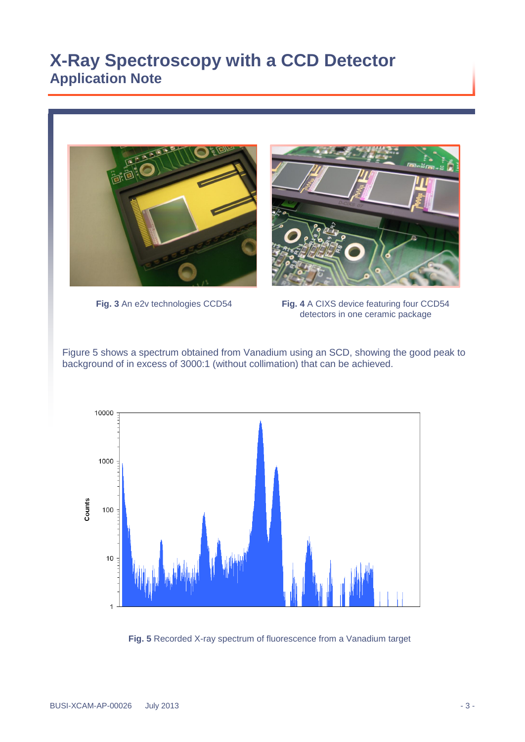Fig. 3 An e2v technologies CCD54

Fig. 4 A CIXS device featuring four CCD54 detectors in one ceramic package

Figure 5 shows a spectrum obtained from Vanadium using an SCD, showing the good peak to background of in excess of 3000:1 (without collimation) that can be achieved.

**Fig. 5** Recorded X-ray spectrum of fluorescence from a Vanadium target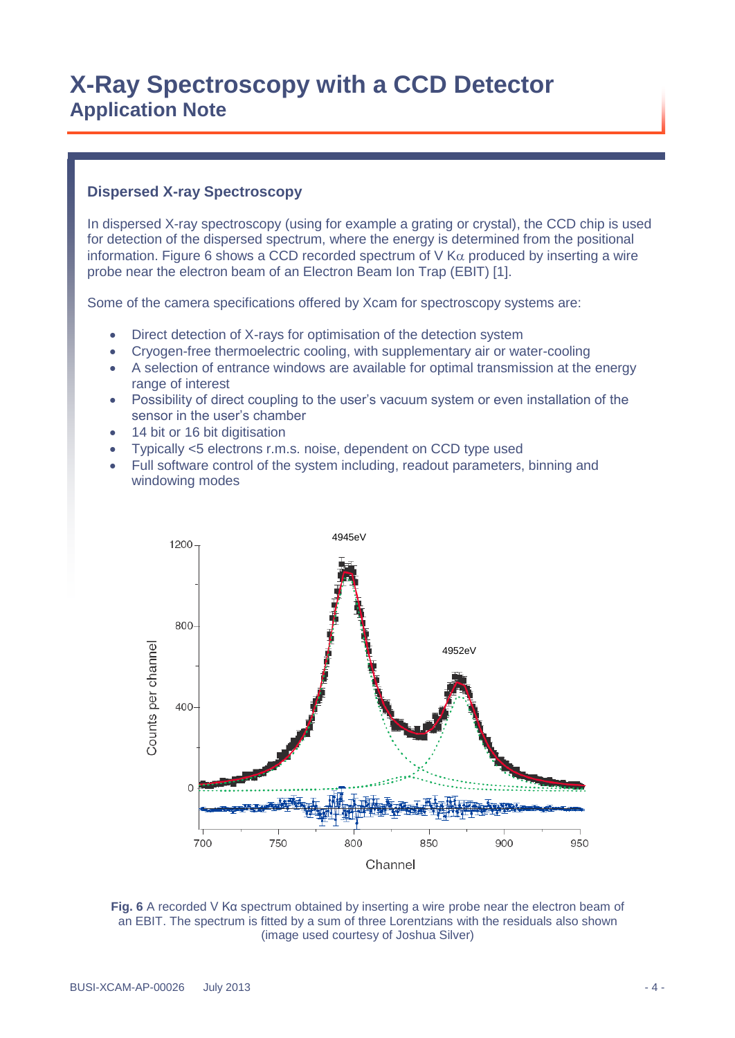# X-Ray Spectroscopy with a CCD Detector

## Application Note

### Dispersed X-ray Spectroscopy

In dispersed X-ray spectroscopy (using for example a grating or crystal), the CCD chip is used for detection of the dispersed spectrum, where the energy is determined from the positional information. Figure 6 shows a CCD recorded spectrum of V K$\alpha$ produced by inserting a wire probe near the electron beam of an Electron Beam Ion Trap (EBIT) [1].

Some of the camera specifications offered by Xcam for spectroscopy systems are:

- Direct detection of X-rays for optimisation of the detection system
- Cryogen-free thermoelectric cooling, with supplementary air or water-cooling
- A selection of entrance windows are available for optimal transmission at the energy range of interest
- Possibility of direct coupling to the user's vacuum system or even installation of the sensor in the user's chamber
- 14 bit or 16 bit digitisation
- Typically <5 electrons r.m.s. noise, dependent on CCD type used
- Full software control of the system including, readout parameters, binning and windowing modes

**Fig. 6** A recorded V Kα spectrum obtained by inserting a wire probe near the electron beam of an EBIT. The spectrum is fitted by a sum of three Lorentzians with the residuals also shown (image used courtesy of Joshua Silver)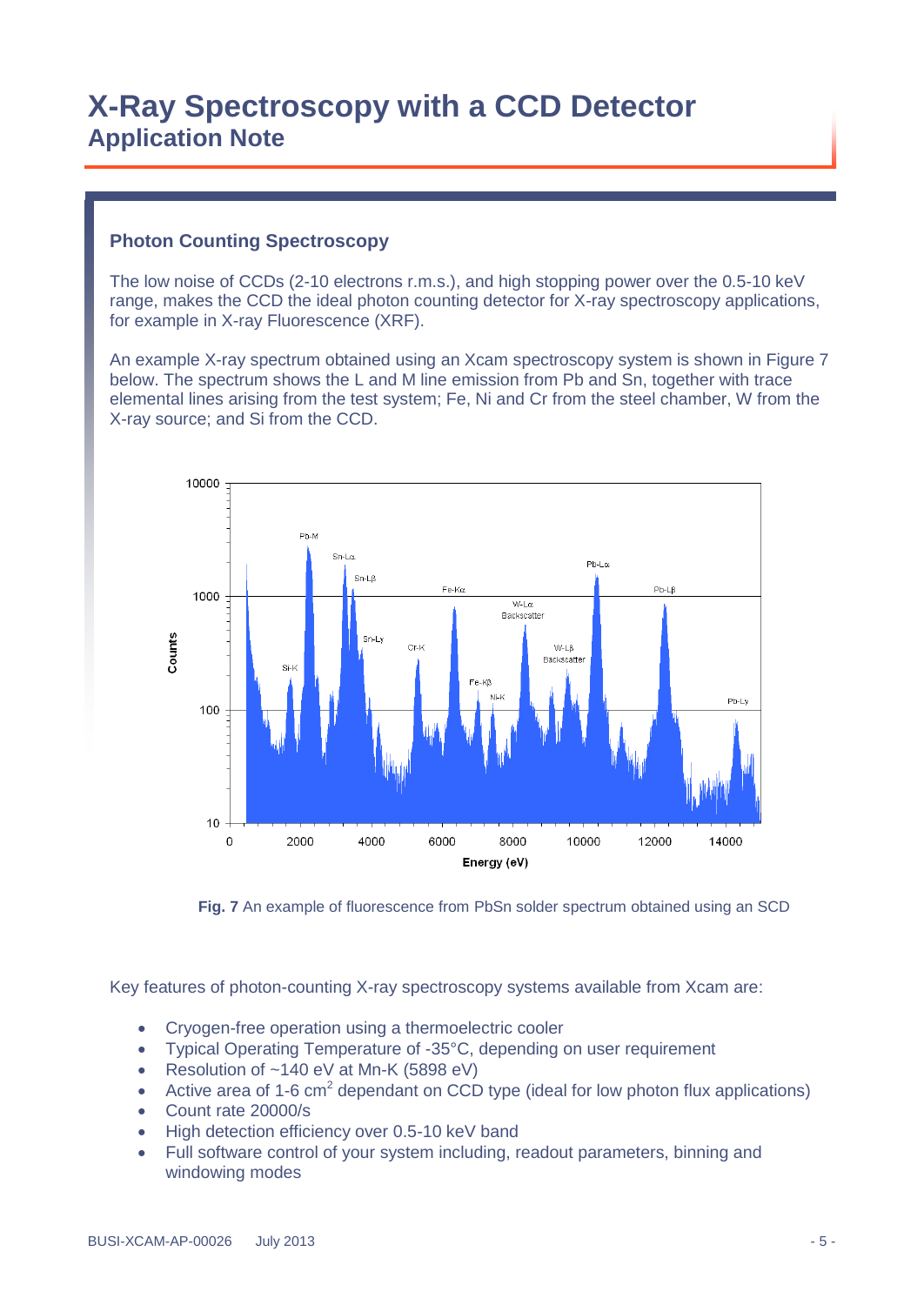# X-Ray Spectroscopy with a CCD Detector
## Application Note

### Photon Counting Spectroscopy

The low noise of CCDs (2-10 electrons r.m.s.), and high stopping power over the 0.5-10 keV range, makes the CCD the ideal photon counting detector for X-ray spectroscopy applications, for example in X-ray Fluorescence (XRF).

An example X-ray spectrum obtained using an Xcam spectroscopy system is shown in Figure 7 below. The spectrum shows the L and M line emission from Pb and Sn, together with trace elemental lines arising from the test system; Fe, Ni and Cr from the steel chamber, W from the X-ray source; and Si from the CCD.

**Fig. 7** An example of fluorescence from PbSn solder spectrum obtained using an SCD

Key features of photon-counting X-ray spectroscopy systems available from Xcam are:

- Cryogen-free operation using a thermoelectric cooler
- Typical Operating Temperature of -35°C, depending on user requirement
- Resolution of ~140 eV at Mn-K (5898 eV)
- Active area of 1-6 $cm^2$ dependant on CCD type (ideal for low photon flux applications)
- Count rate 20000/s
- High detection efficiency over 0.5-10 keV band
- Full software control of your system including, readout parameters, binning and windowing modes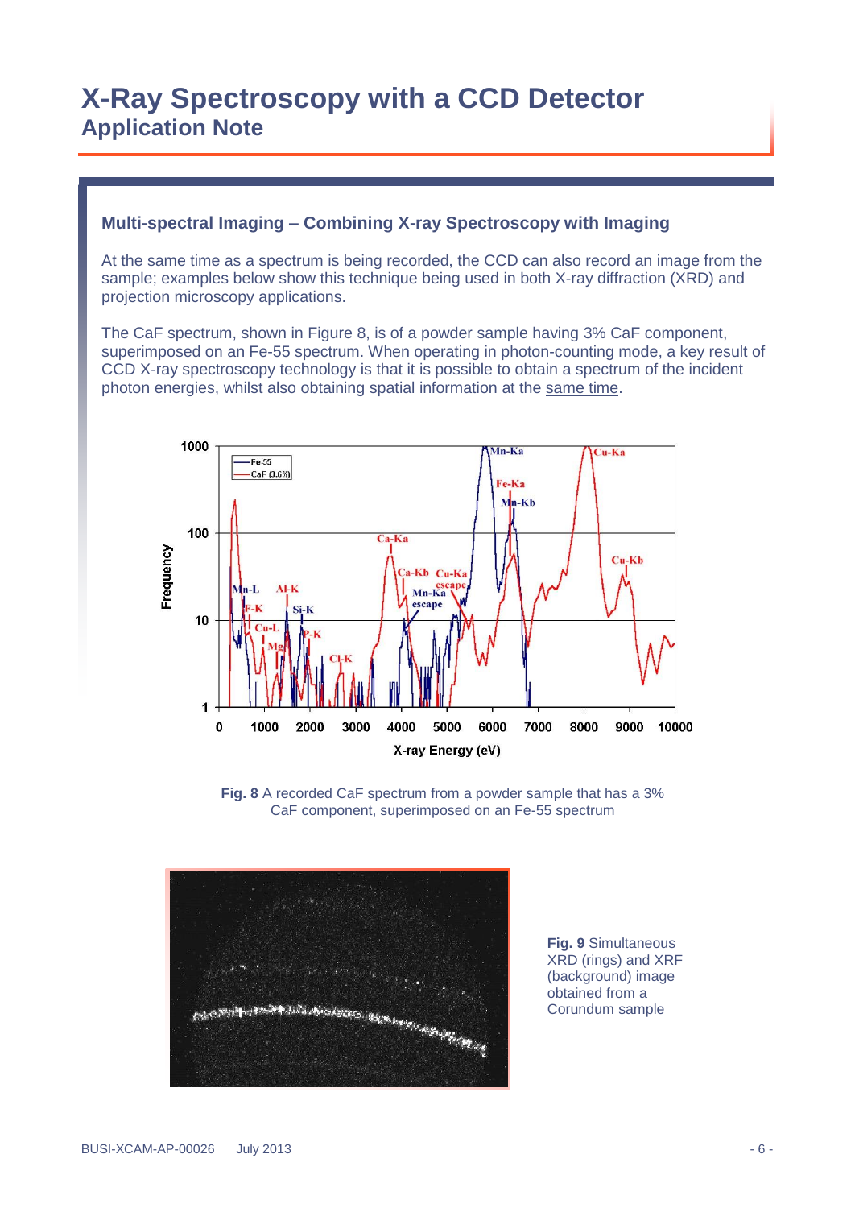## Multi-spectral Imaging – Combining X-ray Spectroscopy with Imaging

At the same time as a spectrum is being recorded, the CCD can also record an image from the sample; examples below show this technique being used in both X-ray diffraction (XRD) and projection microscopy applications.

The CaF spectrum, shown in Figure 8, is of a powder sample having 3% CaF component, superimposed on an Fe-55 spectrum. When operating in photon-counting mode, a key result of CCD X-ray spectroscopy technology is that it is possible to obtain a spectrum of the incident photon energies, whilst also obtaining spatial information at the same time.

**Fig. 8** A recorded CaF spectrum from a powder sample that has a 3% CaF component, superimposed on an Fe-55 spectrum

**Fig. 9** Simultaneous XRD (rings) and XRF (background) image obtained from a Corundum sample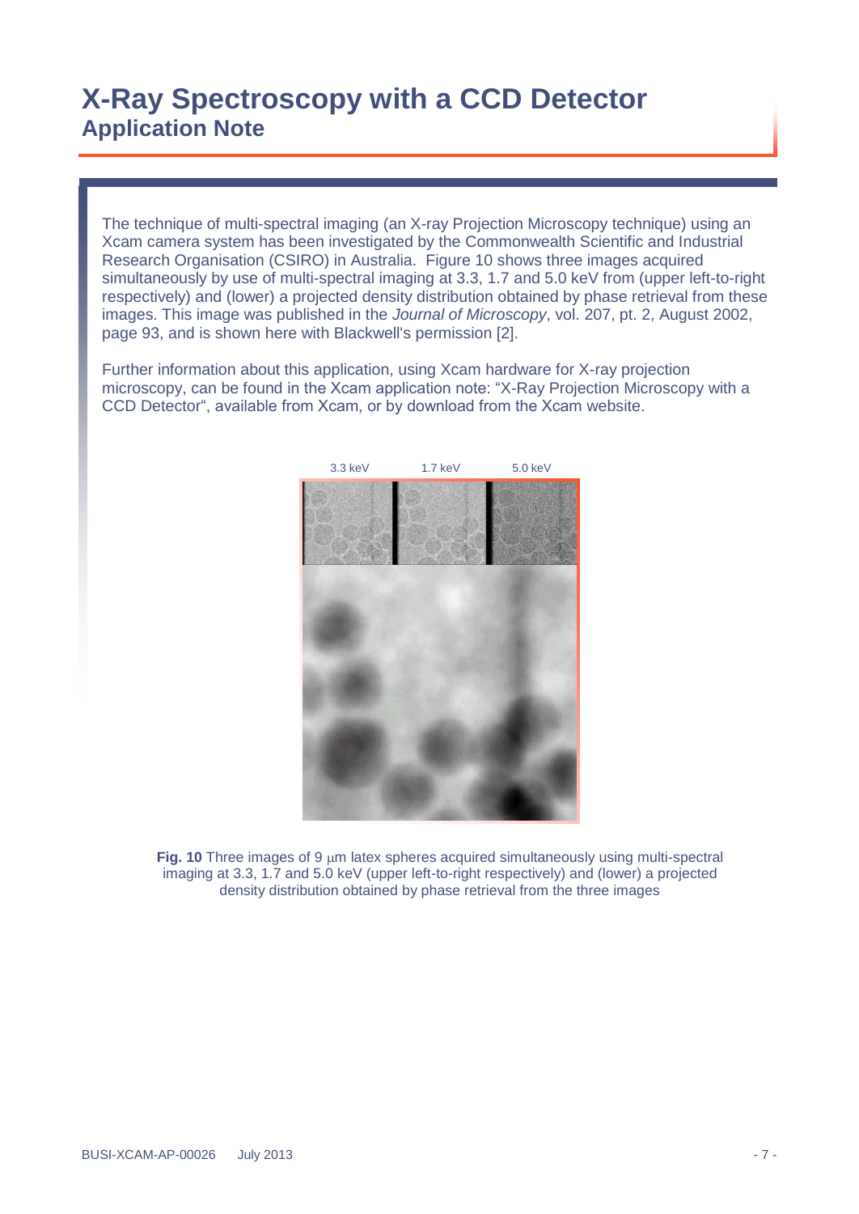The technique of multi-spectral imaging (an X-ray Projection Microscopy technique) using an Xcam camera system has been investigated by the Commonwealth Scientific and Industrial Research Organisation (CSIRO) in Australia. Figure 10 shows three images acquired simultaneously by use of multi-spectral imaging at 3.3, 1.7 and 5.0 keV from (upper left-to-right respectively) and (lower) a projected density distribution obtained by phase retrieval from these images. This image was published in the *Journal of Microscopy*, vol. 207, pt. 2, August 2002, page 93, and is shown here with Blackwell's permission [2].

Further information about this application, using Xcam hardware for X-ray projection microscopy, can be found in the Xcam application note: "X-Ray Projection Microscopy with a CCD Detector", available from Xcam, or by download from the Xcam website.

3.3 keV 1.7 keV 5.0 keV

**Fig. 10** Three images of 9 μm latex spheres acquired simultaneously using multi-spectral imaging at 3.3, 1.7 and 5.0 keV (upper left-to-right respectively) and (lower) a projected density distribution obtained by phase retrieval from the three images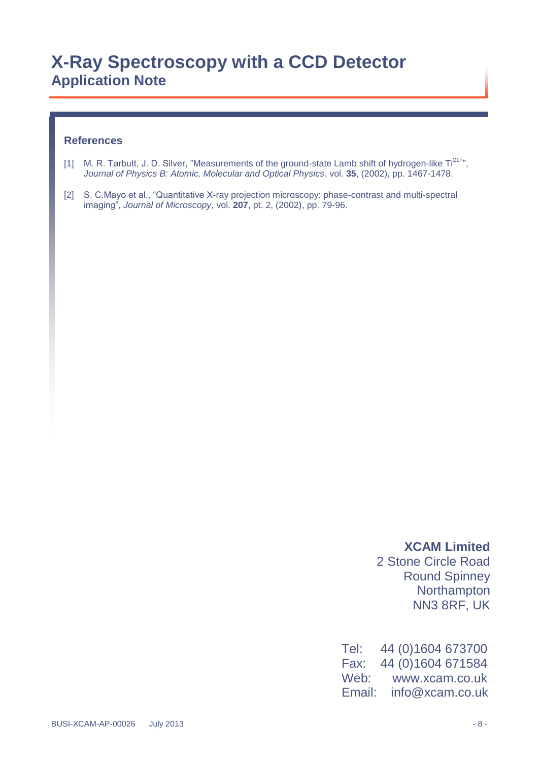# X-Ray Spectroscopy with a CCD Detector

## Application Note

### References

[1] M. R. Tarbutt, J. D. Silver, "Measurements of the ground-state Lamb shift of hydrogen-like $Ti^{21+}$", *Journal of Physics B: Atomic, Molecular and Optical Physics*, vol. **35**, (2002), pp. 1467-1478.

[2] S. C.Mayo et al., "Quantitative X-ray projection microscopy: phase-contrast and multi-spectral imaging", *Journal of Microscopy*, vol. **207**, pt. 2, (2002), pp. 79-96.

**XCAM Limited**
2 Stone Circle Road
Round Spinney
Northampton
NN3 8RF, UK

Tel: 44 (0)1604 673700
Fax: 44 (0)1604 671584
Web: www.xcam.co.uk
Email: info@xcam.co.uk

BUSI-XCAM-AP-00026 July 2013